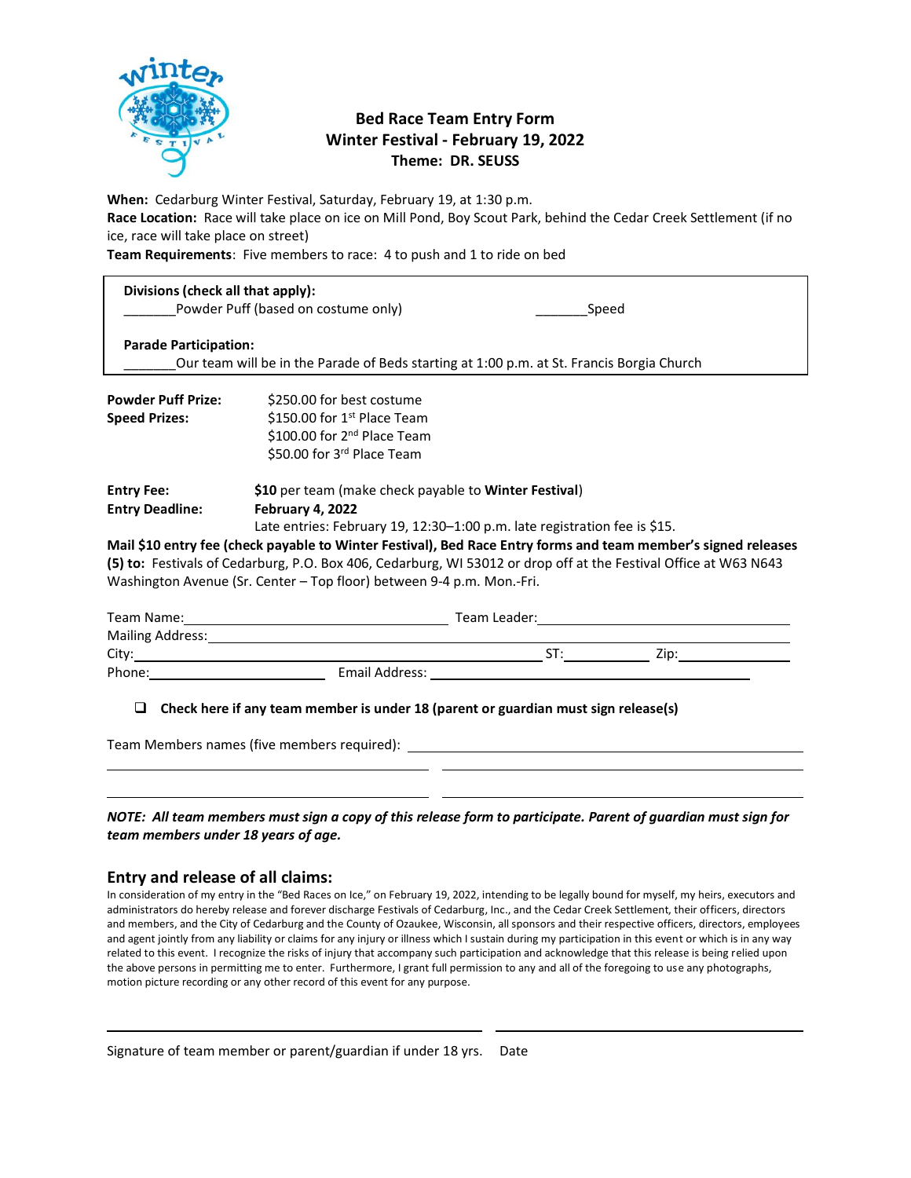# Bed Race Team Entry Form
## Winter Festival - February 19, 2022
### Theme: DR. SEUSS

**When:** Cedarburg Winter Festival, Saturday, February 19, at 1:30 p.m.
**Race Location:** Race will take place on ice on Mill Pond, Boy Scout Park, behind the Cedar Creek Settlement (if no ice, race will take place on street)
**Team Requirements**: Five members to race: 4 to push and 1 to ride on bed

**Divisions (check all that apply):**
_______Powder Puff (based on costume only) _______Speed

**Parade Participation:**
_______Our team will be in the Parade of Beds starting at 1:00 p.m. at St. Francis Borgia Church

**Powder Puff Prize:** $250.00 for best costume
**Speed Prizes:** $150.00 for 1st Place Team
$100.00 for 2nd Place Team
$50.00 for 3rd Place Team

**Entry Fee:** **$10** per team (make check payable to **Winter Festival**)
**Entry Deadline:** **February 4, 2022**
Late entries: February 19, 12:30–1:00 p.m. late registration fee is $15.

**Mail $10 entry fee (check payable to Winter Festival), Bed Race Entry forms and team member's signed releases (5) to:** Festivals of Cedarburg, P.O. Box 406, Cedarburg, WI 53012 or drop off at the Festival Office at W63 N643 Washington Avenue (Sr. Center – Top floor) between 9-4 p.m. Mon.-Fri.

Team Name:______________________________ Team Leader:______________________________
Mailing Address:______________________________
City:______________________________ ST:__________ Zip:______________
Phone:____________________ Email Address:______________________________

☐ **Check here if any team member is under 18 (parent or guardian must sign release(s)**

Team Members names (five members required): ______________________________
______________________________ ______________________________
______________________________ ______________________________

***NOTE: All team members must sign a copy of this release form to participate. Parent of guardian must sign for team members under 18 years of age.***

## Entry and release of all claims:

In consideration of my entry in the "Bed Races on Ice," on February 19, 2022, intending to be legally bound for myself, my heirs, executors and administrators do hereby release and forever discharge Festivals of Cedarburg, Inc., and the Cedar Creek Settlement, their officers, directors and members, and the City of Cedarburg and the County of Ozaukee, Wisconsin, all sponsors and their respective officers, directors, employees and agent jointly from any liability or claims for any injury or illness which I sustain during my participation in this event or which is in any way related to this event. I recognize the risks of injury that accompany such participation and acknowledge that this release is being relied upon the above persons in permitting me to enter. Furthermore, I grant full permission to any and all of the foregoing to use any photographs, motion picture recording or any other record of this event for any purpose.

______________________________ ______________________________
Signature of team member or parent/guardian if under 18 yrs. Date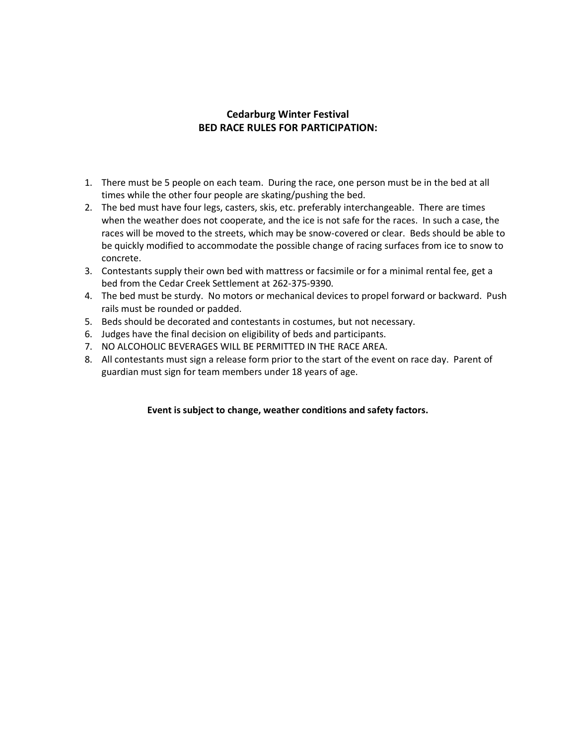## Cedarburg Winter Festival
## BED RACE RULES FOR PARTICIPATION:

1. There must be 5 people on each team. During the race, one person must be in the bed at all times while the other four people are skating/pushing the bed.
2. The bed must have four legs, casters, skis, etc. preferably interchangeable. There are times when the weather does not cooperate, and the ice is not safe for the races. In such a case, the races will be moved to the streets, which may be snow-covered or clear. Beds should be able to be quickly modified to accommodate the possible change of racing surfaces from ice to snow to concrete.
3. Contestants supply their own bed with mattress or facsimile or for a minimal rental fee, get a bed from the Cedar Creek Settlement at 262-375-9390.
4. The bed must be sturdy. No motors or mechanical devices to propel forward or backward. Push rails must be rounded or padded.
5. Beds should be decorated and contestants in costumes, but not necessary.
6. Judges have the final decision on eligibility of beds and participants.
7. NO ALCOHOLIC BEVERAGES WILL BE PERMITTED IN THE RACE AREA.
8. All contestants must sign a release form prior to the start of the event on race day. Parent of guardian must sign for team members under 18 years of age.

**Event is subject to change, weather conditions and safety factors.**